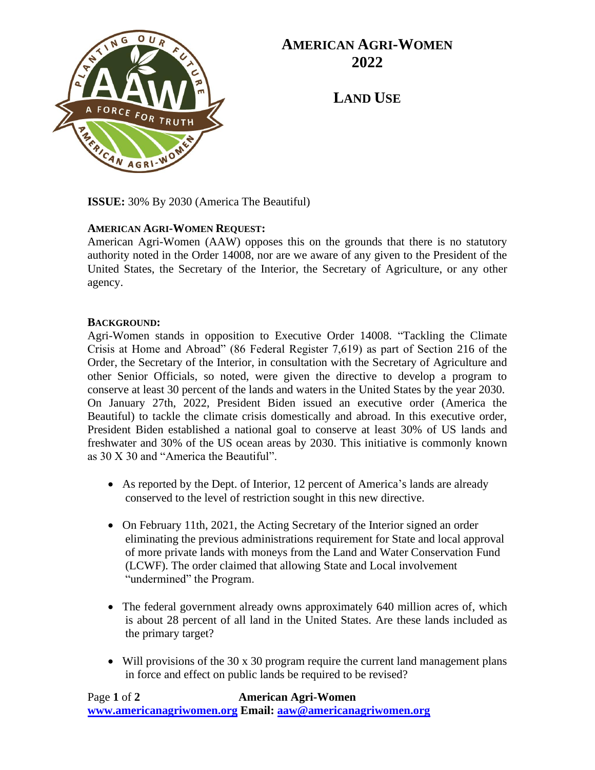# AMERICAN AGRI-WOMEN 2022

## LAND USE

**ISSUE:** 30% By 2030 (America The Beautiful)

**AMERICAN AGRI-WOMEN REQUEST:**

American Agri-Women (AAW) opposes this on the grounds that there is no statutory authority noted in the Order 14008, nor are we aware of any given to the President of the United States, the Secretary of the Interior, the Secretary of Agriculture, or any other agency.

**BACKGROUND:**

Agri-Women stands in opposition to Executive Order 14008. "Tackling the Climate Crisis at Home and Abroad" (86 Federal Register 7,619) as part of Section 216 of the Order, the Secretary of the Interior, in consultation with the Secretary of Agriculture and other Senior Officials, so noted, were given the directive to develop a program to conserve at least 30 percent of the lands and waters in the United States by the year 2030. On January 27th, 2022, President Biden issued an executive order (America the Beautiful) to tackle the climate crisis domestically and abroad. In this executive order, President Biden established a national goal to conserve at least 30% of US lands and freshwater and 30% of the US ocean areas by 2030. This initiative is commonly known as 30 X 30 and "America the Beautiful".

- As reported by the Dept. of Interior, 12 percent of America's lands are already conserved to the level of restriction sought in this new directive.
- On February 11th, 2021, the Acting Secretary of the Interior signed an order eliminating the previous administrations requirement for State and local approval of more private lands with moneys from the Land and Water Conservation Fund (LCWF). The order claimed that allowing State and Local involvement "undermined" the Program.
- The federal government already owns approximately 640 million acres of, which is about 28 percent of all land in the United States. Are these lands included as the primary target?
- Will provisions of the 30 x 30 program require the current land management plans in force and effect on public lands be required to be revised?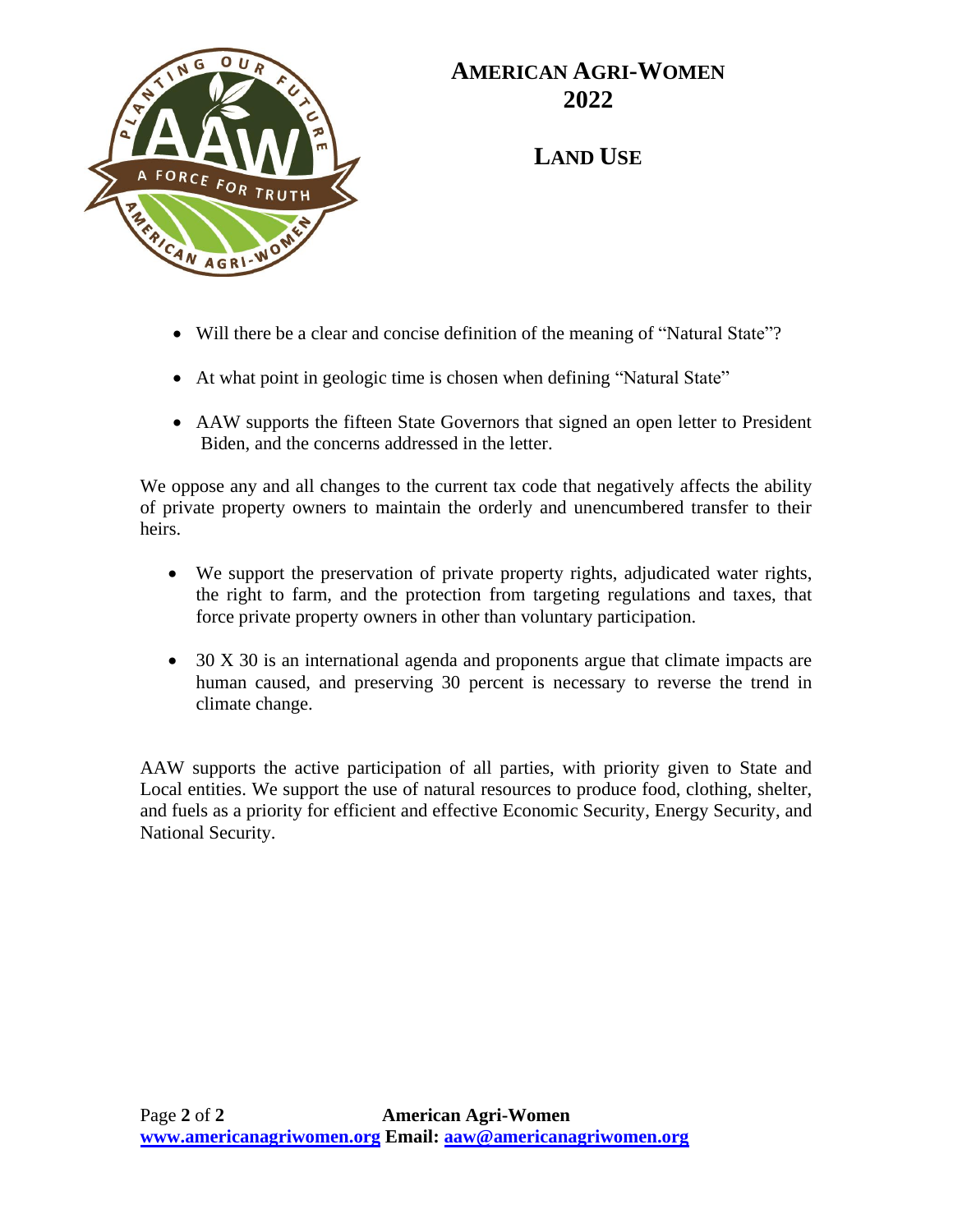# AMERICAN AGRI-WOMEN 2022

## LAND USE

- Will there be a clear and concise definition of the meaning of "Natural State"?
- At what point in geologic time is chosen when defining "Natural State"
- AAW supports the fifteen State Governors that signed an open letter to President Biden, and the concerns addressed in the letter.

We oppose any and all changes to the current tax code that negatively affects the ability of private property owners to maintain the orderly and unencumbered transfer to their heirs.

- We support the preservation of private property rights, adjudicated water rights, the right to farm, and the protection from targeting regulations and taxes, that force private property owners in other than voluntary participation.
- 30 X 30 is an international agenda and proponents argue that climate impacts are human caused, and preserving 30 percent is necessary to reverse the trend in climate change.

AAW supports the active participation of all parties, with priority given to State and Local entities. We support the use of natural resources to produce food, clothing, shelter, and fuels as a priority for efficient and effective Economic Security, Energy Security, and National Security.